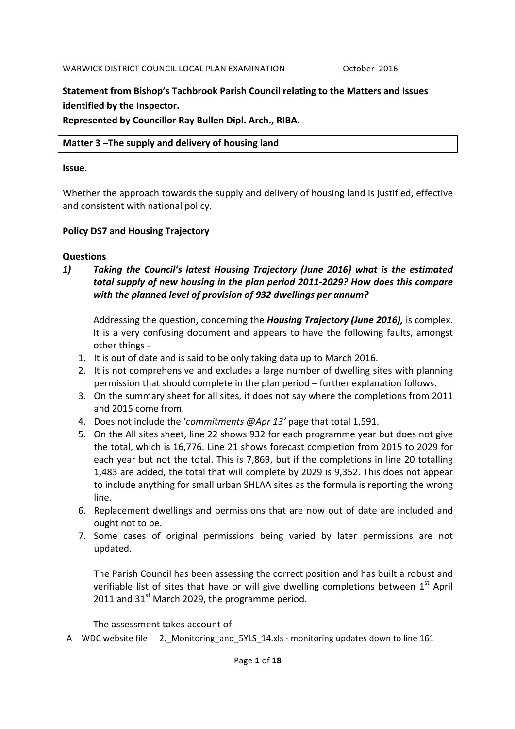WARWICK DISTRICT COUNCIL LOCAL PLAN EXAMINATION October 2016

**Statement from Bishop's Tachbrook Parish Council relating to the Matters and Issues identified by the Inspector.**
**Represented by Councillor Ray Bullen Dipl. Arch., RIBA.**

**Matter 3 –The supply and delivery of housing land**

**Issue.**

Whether the approach towards the supply and delivery of housing land is justified, effective and consistent with national policy.

**Policy DS7 and Housing Trajectory**

**Questions**

1) ***Taking the Council's latest Housing Trajectory (June 2016) what is the estimated total supply of new housing in the plan period 2011-2029? How does this compare with the planned level of provision of 932 dwellings per annum?***

Addressing the question, concerning the ***Housing Trajectory (June 2016),*** is complex. It is a very confusing document and appears to have the following faults, amongst other things -

1. It is out of date and is said to be only taking data up to March 2016.
2. It is not comprehensive and excludes a large number of dwelling sites with planning permission that should complete in the plan period – further explanation follows.
3. On the summary sheet for all sites, it does not say where the completions from 2011 and 2015 come from.
4. Does not include the '*commitments @Apr 13'* page that total 1,591.
5. On the All sites sheet, line 22 shows 932 for each programme year but does not give the total, which is 16,776. Line 21 shows forecast completion from 2015 to 2029 for each year but not the total. This is 7,869, but if the completions in line 20 totalling 1,483 are added, the total that will complete by 2029 is 9,352. This does not appear to include anything for small urban SHLAA sites as the formula is reporting the wrong line.
6. Replacement dwellings and permissions that are now out of date are included and ought not to be.
7. Some cases of original permissions being varied by later permissions are not updated.

The Parish Council has been assessing the correct position and has built a robust and verifiable list of sites that have or will give dwelling completions between 1st April 2011 and 31st March 2029, the programme period.

The assessment takes account of

A WDC website file 2._Monitoring_and_5YLS_14.xls - monitoring updates down to line 161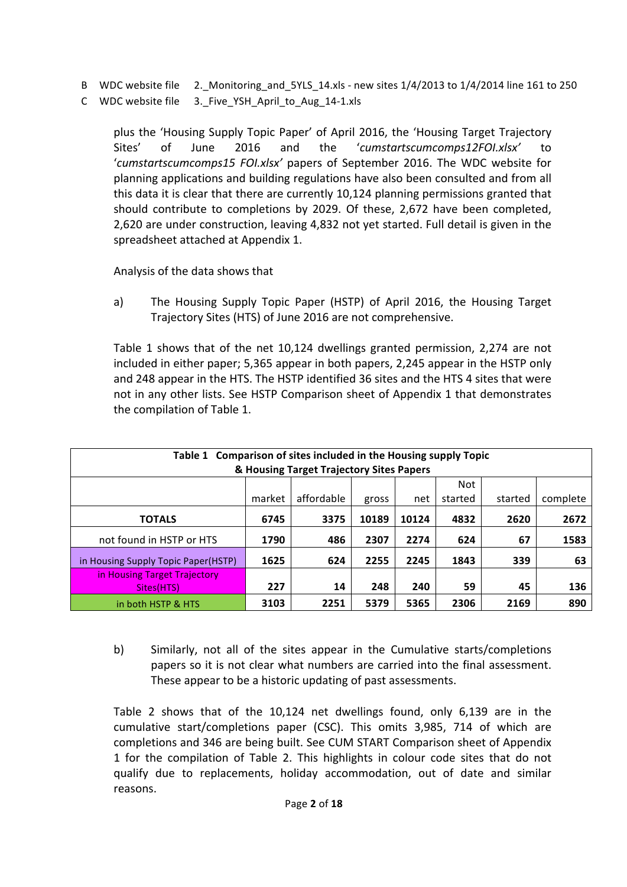B WDC website file 2._Monitoring_and_5YLS_14.xls - new sites 1/4/2013 to 1/4/2014 line 161 to 250

C WDC website file 3._Five_YSH_April_to_Aug_14-1.xls

plus the 'Housing Supply Topic Paper' of April 2016, the 'Housing Target Trajectory Sites' of June 2016 and the '*cumstartscumcomps12FOI.xlsx*' to '*cumstartscumcomps15 FOI.xlsx*' papers of September 2016. The WDC website for planning applications and building regulations have also been consulted and from all this data it is clear that there are currently 10,124 planning permissions granted that should contribute to completions by 2029. Of these, 2,672 have been completed, 2,620 are under construction, leaving 4,832 not yet started. Full detail is given in the spreadsheet attached at Appendix 1.

Analysis of the data shows that

a) The Housing Supply Topic Paper (HSTP) of April 2016, the Housing Target Trajectory Sites (HTS) of June 2016 are not comprehensive.

Table 1 shows that of the net 10,124 dwellings granted permission, 2,274 are not included in either paper; 5,365 appear in both papers, 2,245 appear in the HSTP only and 248 appear in the HTS. The HSTP identified 36 sites and the HTS 4 sites that were not in any other lists. See HSTP Comparison sheet of Appendix 1 that demonstrates the compilation of Table 1.

**Table 1 Comparison of sites included in the Housing supply Topic & Housing Target Trajectory Sites Papers**

| | market | affordable | gross | net | Not started | started | complete |
|---|---|---|---|---|---|---|---|
| **TOTALS** | **6745** | **3375** | **10189** | **10124** | **4832** | **2620** | **2672** |
| not found in HSTP or HTS | **1790** | **486** | **2307** | **2274** | **624** | **67** | **1583** |
| in Housing Supply Topic Paper(HSTP) | **1625** | **624** | **2255** | **2245** | **1843** | **339** | **63** |
| in Housing Target Trajectory Sites(HTS) | **227** | **14** | **248** | **240** | **59** | **45** | **136** |
| in both HSTP & HTS | **3103** | **2251** | **5379** | **5365** | **2306** | **2169** | **890** |

b) Similarly, not all of the sites appear in the Cumulative starts/completions papers so it is not clear what numbers are carried into the final assessment. These appear to be a historic updating of past assessments.

Table 2 shows that of the 10,124 net dwellings found, only 6,139 are in the cumulative start/completions paper (CSC). This omits 3,985, 714 of which are completions and 346 are being built. See CUM START Comparison sheet of Appendix 1 for the compilation of Table 2. This highlights in colour code sites that do not qualify due to replacements, holiday accommodation, out of date and similar reasons.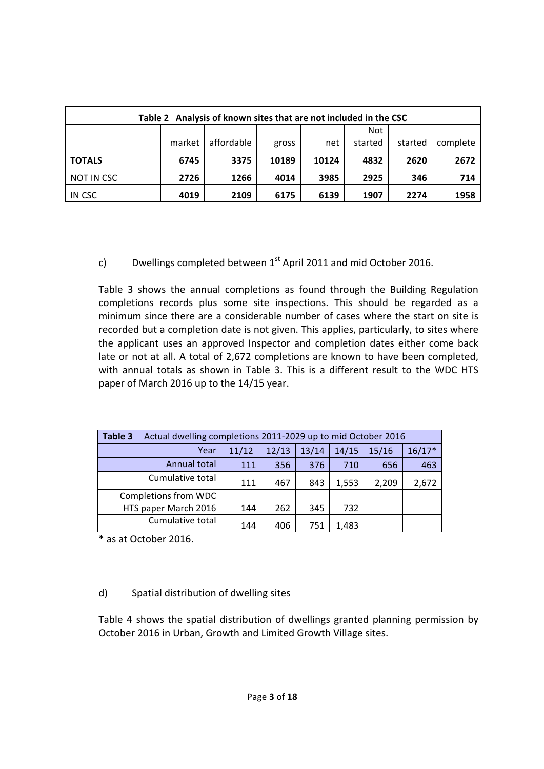| Table 2 Analysis of known sites that are not included in the CSC | | | | | | | |
|---|---|---|---|---|---|---|---|
| | market | affordable | gross | net | Not started | started | complete |
| **TOTALS** | **6745** | **3375** | **10189** | **10124** | **4832** | **2620** | **2672** |
| NOT IN CSC | **2726** | **1266** | **4014** | **3985** | **2925** | **346** | **714** |
| IN CSC | **4019** | **2109** | **6175** | **6139** | **1907** | **2274** | **1958** |

c) Dwellings completed between 1st April 2011 and mid October 2016.

Table 3 shows the annual completions as found through the Building Regulation completions records plus some site inspections. This should be regarded as a minimum since there are a considerable number of cases where the start on site is recorded but a completion date is not given. This applies, particularly, to sites where the applicant uses an approved Inspector and completion dates either come back late or not at all. A total of 2,672 completions are known to have been completed, with annual totals as shown in Table 3. This is a different result to the WDC HTS paper of March 2016 up to the 14/15 year.

| **Table 3** Actual dwelling completions 2011-2029 up to mid October 2016 | | | | | | |
|---|---|---|---|---|---|---|
| Year | 11/12 | 12/13 | 13/14 | 14/15 | 15/16 | 16/17* |
| Annual total | 111 | 356 | 376 | 710 | 656 | 463 |
| Cumulative total | 111 | 467 | 843 | 1,553 | 2,209 | 2,672 |
| Completions from WDC HTS paper March 2016 | 144 | 262 | 345 | 732 | | |
| Cumulative total | 144 | 406 | 751 | 1,483 | | |

\* as at October 2016.

d) Spatial distribution of dwelling sites

Table 4 shows the spatial distribution of dwellings granted planning permission by October 2016 in Urban, Growth and Limited Growth Village sites.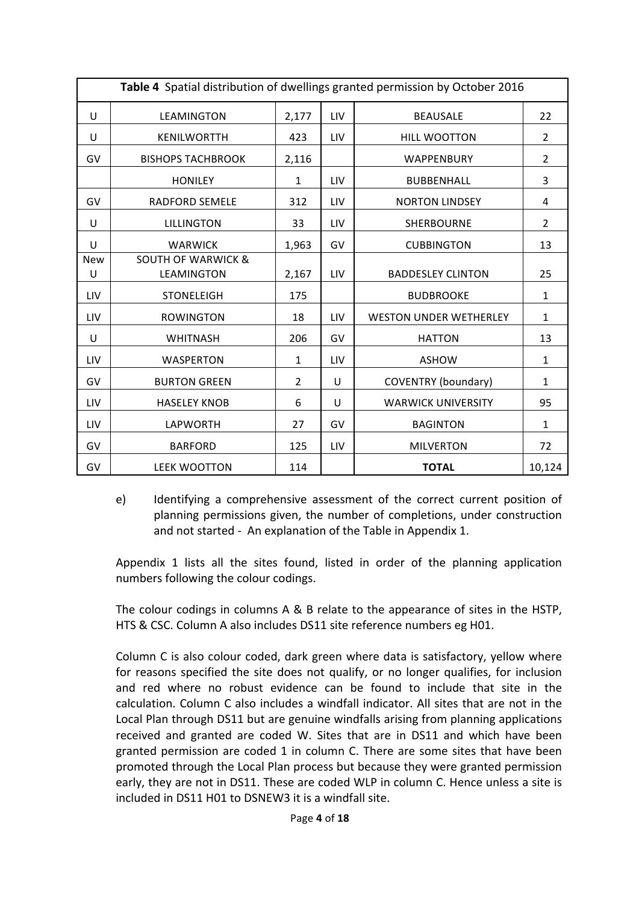| **Table 4** Spatial distribution of dwellings granted permission by October 2016 | | | | | |
|---|---|---|---|---|---|
| U | LEAMINGTON | 2,177 | LIV | BEAUSALE | 22 |
| U | KENILWORTTH | 423 | LIV | HILL WOOTTON | 2 |
| GV | BISHOPS TACHBROOK | 2,116 | | WAPPENBURY | 2 |
| | HONILEY | 1 | LIV | BUBBENHALL | 3 |
| GV | RADFORD SEMELE | 312 | LIV | NORTON LINDSEY | 4 |
| U | LILLINGTON | 33 | LIV | SHERBOURNE | 2 |
| U | WARWICK | 1,963 | GV | CUBBINGTON | 13 |
| New U | SOUTH OF WARWICK & LEAMINGTON | 2,167 | LIV | BADDESLEY CLINTON | 25 |
| LIV | STONELEIGH | 175 | | BUDBROOKE | 1 |
| LIV | ROWINGTON | 18 | LIV | WESTON UNDER WETHERLEY | 1 |
| U | WHITNASH | 206 | GV | HATTON | 13 |
| LIV | WASPERTON | 1 | LIV | ASHOW | 1 |
| GV | BURTON GREEN | 2 | U | COVENTRY (boundary) | 1 |
| LIV | HASELEY KNOB | 6 | U | WARWICK UNIVERSITY | 95 |
| LIV | LAPWORTH | 27 | GV | BAGINTON | 1 |
| GV | BARFORD | 125 | LIV | MILVERTON | 72 |
| GV | LEEK WOOTTON | 114 | | **TOTAL** | 10,124 |

e) Identifying a comprehensive assessment of the correct current position of planning permissions given, the number of completions, under construction and not started - An explanation of the Table in Appendix 1.

Appendix 1 lists all the sites found, listed in order of the planning application numbers following the colour codings.

The colour codings in columns A & B relate to the appearance of sites in the HSTP, HTS & CSC. Column A also includes DS11 site reference numbers eg H01.

Column C is also colour coded, dark green where data is satisfactory, yellow where for reasons specified the site does not qualify, or no longer qualifies, for inclusion and red where no robust evidence can be found to include that site in the calculation. Column C also includes a windfall indicator. All sites that are not in the Local Plan through DS11 but are genuine windfalls arising from planning applications received and granted are coded W. Sites that are in DS11 and which have been granted permission are coded 1 in column C. There are some sites that have been promoted through the Local Plan process but because they were granted permission early, they are not in DS11. These are coded WLP in column C. Hence unless a site is included in DS11 H01 to DSNEW3 it is a windfall site.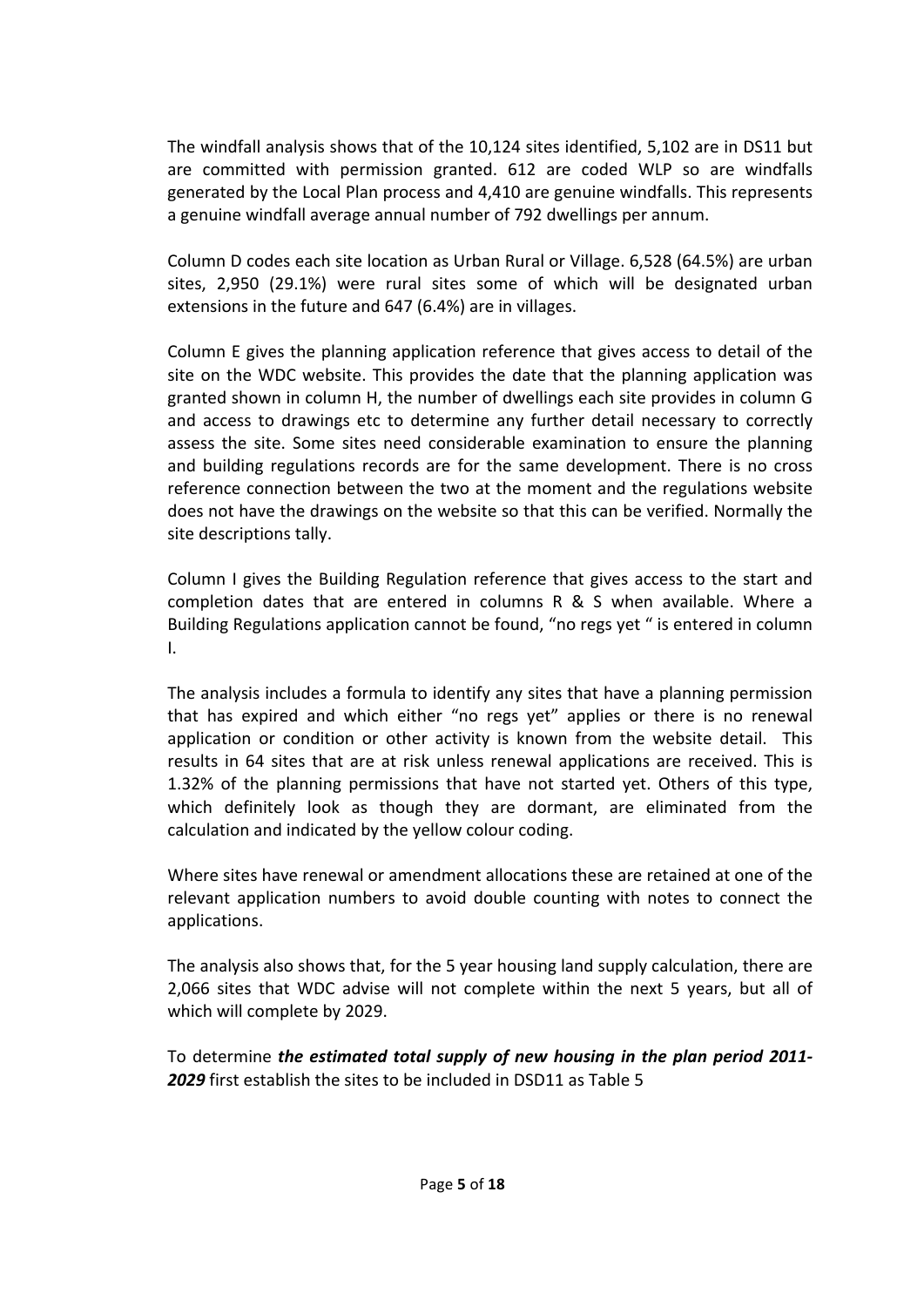The windfall analysis shows that of the 10,124 sites identified, 5,102 are in DS11 but are committed with permission granted. 612 are coded WLP so are windfalls generated by the Local Plan process and 4,410 are genuine windfalls. This represents a genuine windfall average annual number of 792 dwellings per annum.

Column D codes each site location as Urban Rural or Village. 6,528 (64.5%) are urban sites, 2,950 (29.1%) were rural sites some of which will be designated urban extensions in the future and 647 (6.4%) are in villages.

Column E gives the planning application reference that gives access to detail of the site on the WDC website. This provides the date that the planning application was granted shown in column H, the number of dwellings each site provides in column G and access to drawings etc to determine any further detail necessary to correctly assess the site. Some sites need considerable examination to ensure the planning and building regulations records are for the same development. There is no cross reference connection between the two at the moment and the regulations website does not have the drawings on the website so that this can be verified. Normally the site descriptions tally.

Column I gives the Building Regulation reference that gives access to the start and completion dates that are entered in columns R & S when available. Where a Building Regulations application cannot be found, "no regs yet " is entered in column I.

The analysis includes a formula to identify any sites that have a planning permission that has expired and which either "no regs yet" applies or there is no renewal application or condition or other activity is known from the website detail. This results in 64 sites that are at risk unless renewal applications are received. This is 1.32% of the planning permissions that have not started yet. Others of this type, which definitely look as though they are dormant, are eliminated from the calculation and indicated by the yellow colour coding.

Where sites have renewal or amendment allocations these are retained at one of the relevant application numbers to avoid double counting with notes to connect the applications.

The analysis also shows that, for the 5 year housing land supply calculation, there are 2,066 sites that WDC advise will not complete within the next 5 years, but all of which will complete by 2029.

To determine ***the estimated total supply of new housing in the plan period 2011-2029*** first establish the sites to be included in DSD11 as Table 5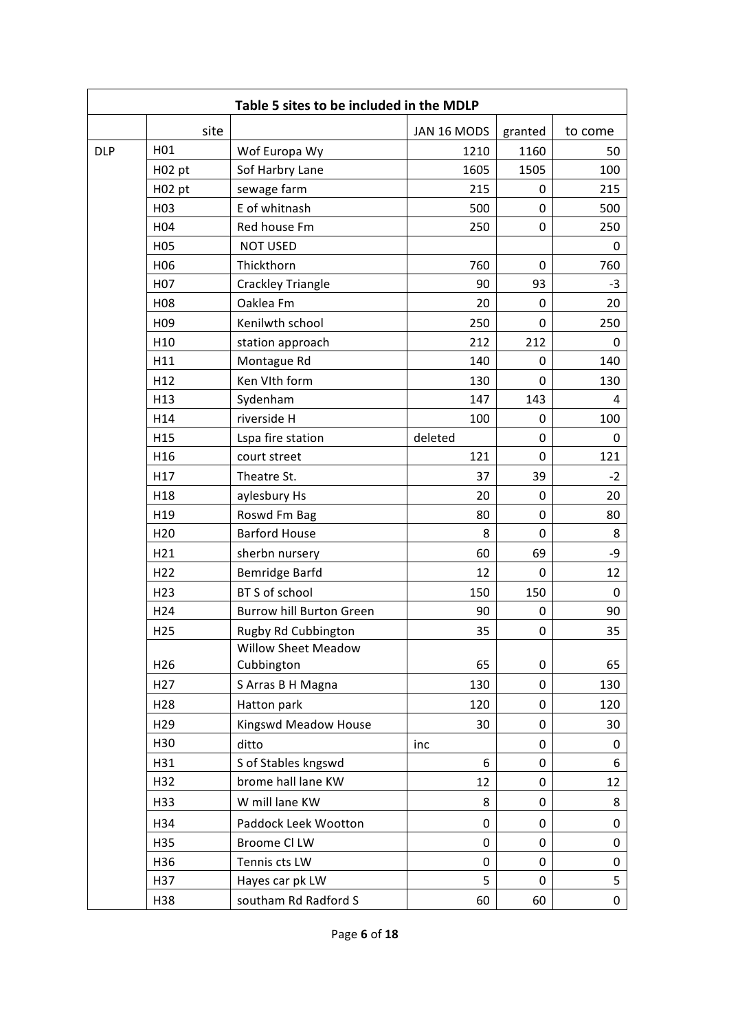| Table 5 sites to be included in the MDLP | | | | | |
|---|---|---|---|---|---|
| | site | | JAN 16 MODS | granted | to come |
| DLP | H01 | Wof Europa Wy | 1210 | 1160 | 50 |
| | H02 pt | Sof Harbry Lane | 1605 | 1505 | 100 |
| | H02 pt | sewage farm | 215 | 0 | 215 |
| | H03 | E of whitnash | 500 | 0 | 500 |
| | H04 | Red house Fm | 250 | 0 | 250 |
| | H05 | NOT USED | | | 0 |
| | H06 | Thickthorn | 760 | 0 | 760 |
| | H07 | Crackley Triangle | 90 | 93 | -3 |
| | H08 | Oaklea Fm | 20 | 0 | 20 |
| | H09 | Kenilwth school | 250 | 0 | 250 |
| | H10 | station approach | 212 | 212 | 0 |
| | H11 | Montague Rd | 140 | 0 | 140 |
| | H12 | Ken VIth form | 130 | 0 | 130 |
| | H13 | Sydenham | 147 | 143 | 4 |
| | H14 | riverside H | 100 | 0 | 100 |
| | H15 | Lspa fire station | deleted | 0 | 0 |
| | H16 | court street | 121 | 0 | 121 |
| | H17 | Theatre St. | 37 | 39 | -2 |
| | H18 | aylesbury Hs | 20 | 0 | 20 |
| | H19 | Roswd Fm Bag | 80 | 0 | 80 |
| | H20 | Barford House | 8 | 0 | 8 |
| | H21 | sherbn nursery | 60 | 69 | -9 |
| | H22 | Bemridge Barfd | 12 | 0 | 12 |
| | H23 | BT S of school | 150 | 150 | 0 |
| | H24 | Burrow hill Burton Green | 90 | 0 | 90 |
| | H25 | Rugby Rd Cubbington | 35 | 0 | 35 |
| | H26 | Willow Sheet Meadow Cubbington | 65 | 0 | 65 |
| | H27 | S Arras B H Magna | 130 | 0 | 130 |
| | H28 | Hatton park | 120 | 0 | 120 |
| | H29 | Kingswd Meadow House | 30 | 0 | 30 |
| | H30 | ditto | inc | 0 | 0 |
| | H31 | S of Stables kngswd | 6 | 0 | 6 |
| | H32 | brome hall lane KW | 12 | 0 | 12 |
| | H33 | W mill lane KW | 8 | 0 | 8 |
| | H34 | Paddock Leek Wootton | 0 | 0 | 0 |
| | H35 | Broome Cl LW | 0 | 0 | 0 |
| | H36 | Tennis cts LW | 0 | 0 | 0 |
| | H37 | Hayes car pk LW | 5 | 0 | 5 |
| | H38 | southam Rd Radford S | 60 | 60 | 0 |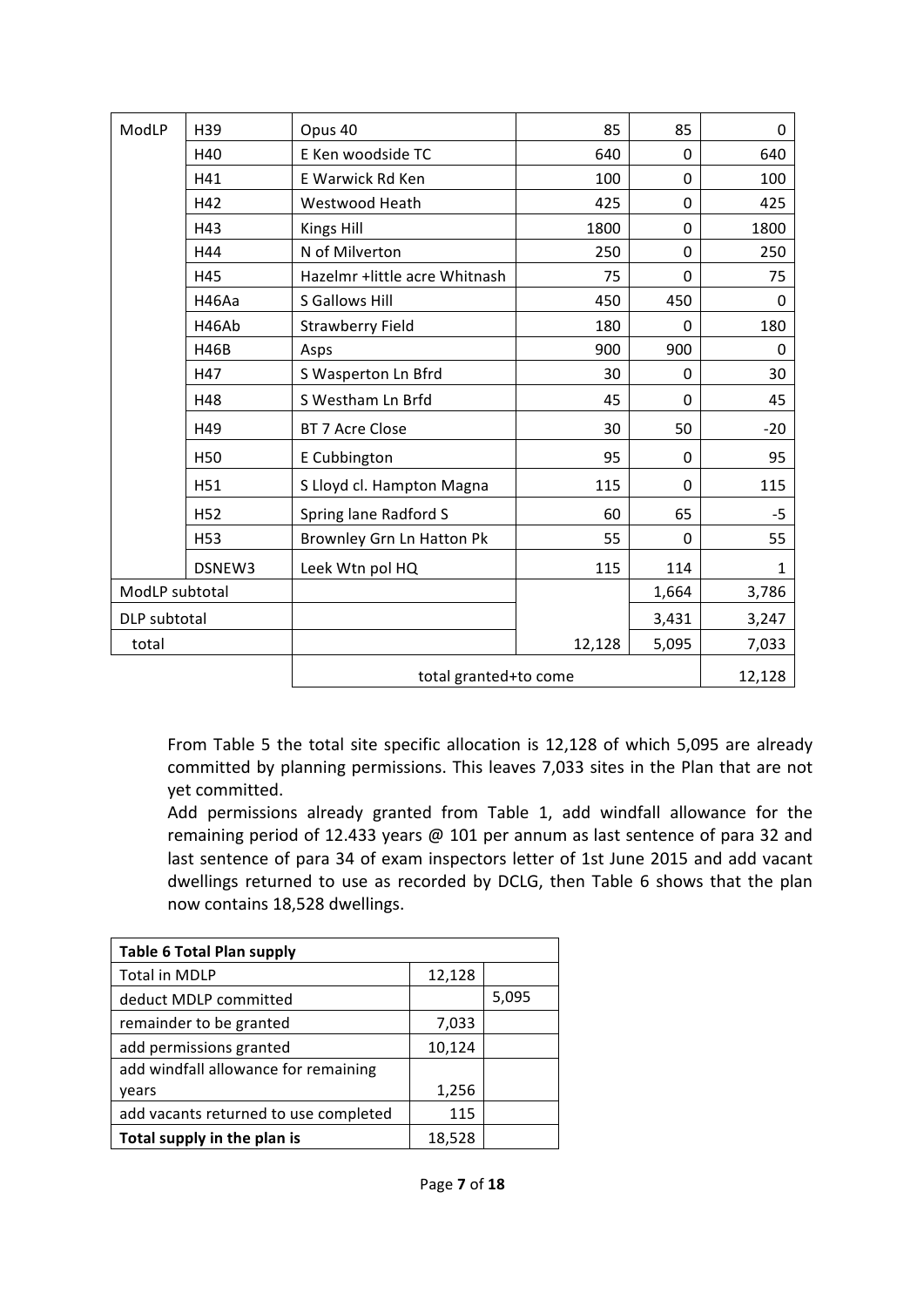| | | | | | |
|---|---|---|---|---|---|
| ModLP | H39 | Opus 40 | 85 | 85 | 0 |
| | H40 | E Ken woodside TC | 640 | 0 | 640 |
| | H41 | E Warwick Rd Ken | 100 | 0 | 100 |
| | H42 | Westwood Heath | 425 | 0 | 425 |
| | H43 | Kings Hill | 1800 | 0 | 1800 |
| | H44 | N of Milverton | 250 | 0 | 250 |
| | H45 | Hazelmr +little acre Whitnash | 75 | 0 | 75 |
| | H46Aa | S Gallows Hill | 450 | 450 | 0 |
| | H46Ab | Strawberry Field | 180 | 0 | 180 |
| | H46B | Asps | 900 | 900 | 0 |
| | H47 | S Wasperton Ln Bfrd | 30 | 0 | 30 |
| | H48 | S Westham Ln Brfd | 45 | 0 | 45 |
| | H49 | BT 7 Acre Close | 30 | 50 | -20 |
| | H50 | E Cubbington | 95 | 0 | 95 |
| | H51 | S Lloyd cl. Hampton Magna | 115 | 0 | 115 |
| | H52 | Spring lane Radford S | 60 | 65 | -5 |
| | H53 | Brownley Grn Ln Hatton Pk | 55 | 0 | 55 |
| | DSNEW3 | Leek Wtn pol HQ | 115 | 114 | 1 |
| ModLP subtotal | | | | 1,664 | 3,786 |
| DLP subtotal | | | | 3,431 | 3,247 |
| total | | | 12,128 | 5,095 | 7,033 |
| | | total granted+to come | | | 12,128 |

From Table 5 the total site specific allocation is 12,128 of which 5,095 are already committed by planning permissions. This leaves 7,033 sites in the Plan that are not yet committed.

Add permissions already granted from Table 1, add windfall allowance for the remaining period of 12.433 years @ 101 per annum as last sentence of para 32 and last sentence of para 34 of exam inspectors letter of 1st June 2015 and add vacant dwellings returned to use as recorded by DCLG, then Table 6 shows that the plan now contains 18,528 dwellings.

| Table 6 Total Plan supply | | |
|---|---|---|
| Total in MDLP | 12,128 | |
| deduct MDLP committed | | 5,095 |
| remainder to be granted | 7,033 | |
| add permissions granted | 10,124 | |
| add windfall allowance for remaining years | 1,256 | |
| add vacants returned to use completed | 115 | |
| **Total supply in the plan is** | 18,528 | |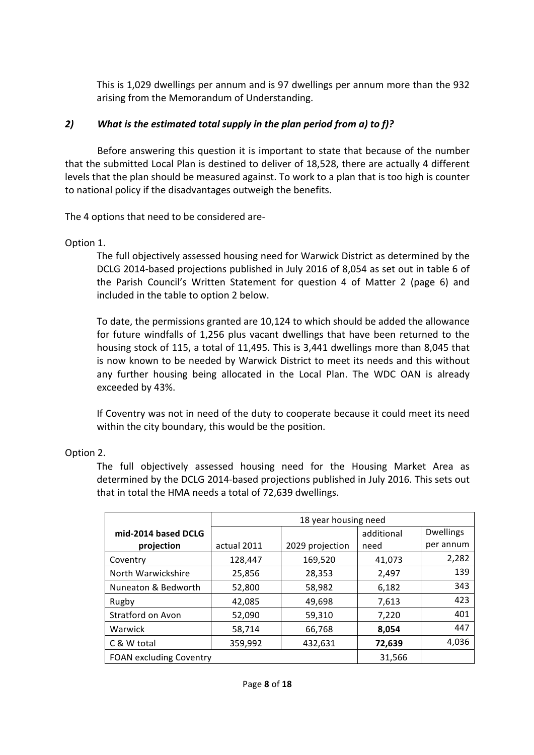This is 1,029 dwellings per annum and is 97 dwellings per annum more than the 932 arising from the Memorandum of Understanding.

### *2) What is the estimated total supply in the plan period from a) to f)?*

Before answering this question it is important to state that because of the number that the submitted Local Plan is destined to deliver of 18,528, there are actually 4 different levels that the plan should be measured against. To work to a plan that is too high is counter to national policy if the disadvantages outweigh the benefits.

The 4 options that need to be considered are-

Option 1.

The full objectively assessed housing need for Warwick District as determined by the DCLG 2014-based projections published in July 2016 of 8,054 as set out in table 6 of the Parish Council's Written Statement for question 4 of Matter 2 (page 6) and included in the table to option 2 below.

To date, the permissions granted are 10,124 to which should be added the allowance for future windfalls of 1,256 plus vacant dwellings that have been returned to the housing stock of 115, a total of 11,495. This is 3,441 dwellings more than 8,045 that is now known to be needed by Warwick District to meet its needs and this without any further housing being allocated in the Local Plan. The WDC OAN is already exceeded by 43%.

If Coventry was not in need of the duty to cooperate because it could meet its need within the city boundary, this would be the position.

Option 2.

The full objectively assessed housing need for the Housing Market Area as determined by the DCLG 2014-based projections published in July 2016. This sets out that in total the HMA needs a total of 72,639 dwellings.

| mid-2014 based DCLG projection | 18 year housing need | | | |
|---|---|---|---|---|
| | actual 2011 | 2029 projection | additional need | Dwellings per annum |
| Coventry | 128,447 | 169,520 | 41,073 | 2,282 |
| North Warwickshire | 25,856 | 28,353 | 2,497 | 139 |
| Nuneaton & Bedworth | 52,800 | 58,982 | 6,182 | 343 |
| Rugby | 42,085 | 49,698 | 7,613 | 423 |
| Stratford on Avon | 52,090 | 59,310 | 7,220 | 401 |
| Warwick | 58,714 | 66,768 | **8,054** | 447 |
| C & W total | 359,992 | 432,631 | **72,639** | 4,036 |
| FOAN excluding Coventry | | | 31,566 | |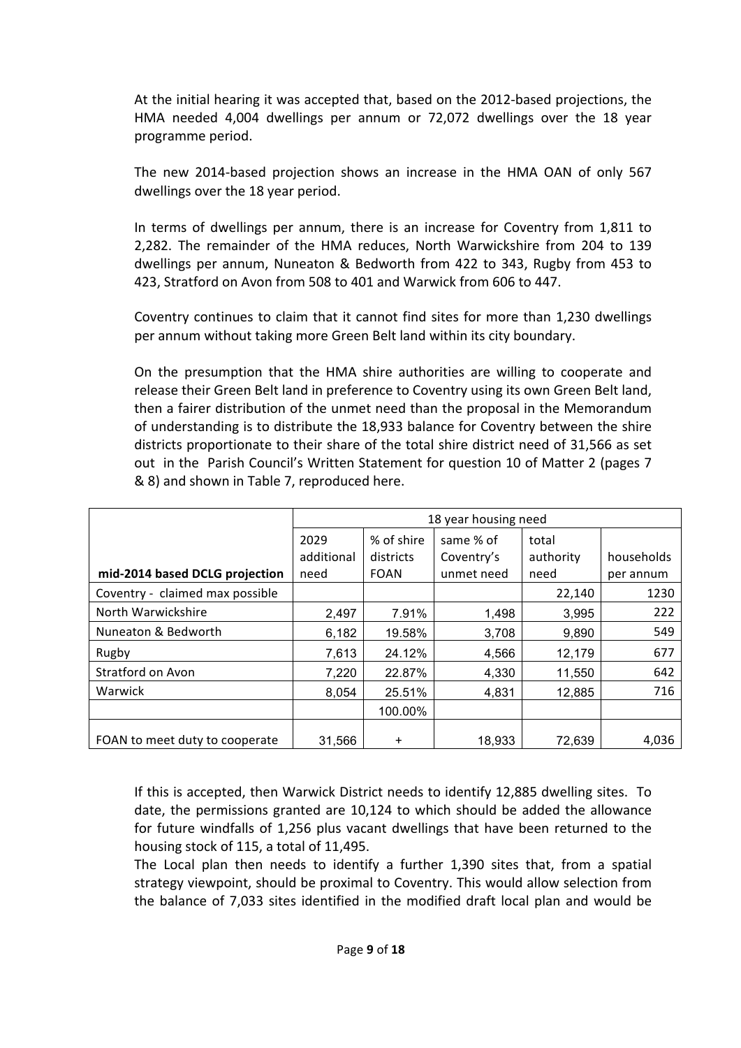At the initial hearing it was accepted that, based on the 2012-based projections, the HMA needed 4,004 dwellings per annum or 72,072 dwellings over the 18 year programme period.

The new 2014-based projection shows an increase in the HMA OAN of only 567 dwellings over the 18 year period.

In terms of dwellings per annum, there is an increase for Coventry from 1,811 to 2,282. The remainder of the HMA reduces, North Warwickshire from 204 to 139 dwellings per annum, Nuneaton & Bedworth from 422 to 343, Rugby from 453 to 423, Stratford on Avon from 508 to 401 and Warwick from 606 to 447.

Coventry continues to claim that it cannot find sites for more than 1,230 dwellings per annum without taking more Green Belt land within its city boundary.

On the presumption that the HMA shire authorities are willing to cooperate and release their Green Belt land in preference to Coventry using its own Green Belt land, then a fairer distribution of the unmet need than the proposal in the Memorandum of understanding is to distribute the 18,933 balance for Coventry between the shire districts proportionate to their share of the total shire district need of 31,566 as set out in the Parish Council's Written Statement for question 10 of Matter 2 (pages 7 & 8) and shown in Table 7, reproduced here.

| | 18 year housing need | | | | |
|---|---|---|---|---|---|
| **mid-2014 based DCLG projection** | 2029 additional need | % of shire districts FOAN | same % of Coventry's unmet need | total authority need | households per annum |
| Coventry - claimed max possible | | | | 22,140 | 1230 |
| North Warwickshire | 2,497 | 7.91% | 1,498 | 3,995 | 222 |
| Nuneaton & Bedworth | 6,182 | 19.58% | 3,708 | 9,890 | 549 |
| Rugby | 7,613 | 24.12% | 4,566 | 12,179 | 677 |
| Stratford on Avon | 7,220 | 22.87% | 4,330 | 11,550 | 642 |
| Warwick | 8,054 | 25.51% | 4,831 | 12,885 | 716 |
| | | 100.00% | | | |
| FOAN to meet duty to cooperate | 31,566 | + | 18,933 | 72,639 | 4,036 |

If this is accepted, then Warwick District needs to identify 12,885 dwelling sites. To date, the permissions granted are 10,124 to which should be added the allowance for future windfalls of 1,256 plus vacant dwellings that have been returned to the housing stock of 115, a total of 11,495.

The Local plan then needs to identify a further 1,390 sites that, from a spatial strategy viewpoint, should be proximal to Coventry. This would allow selection from the balance of 7,033 sites identified in the modified draft local plan and would be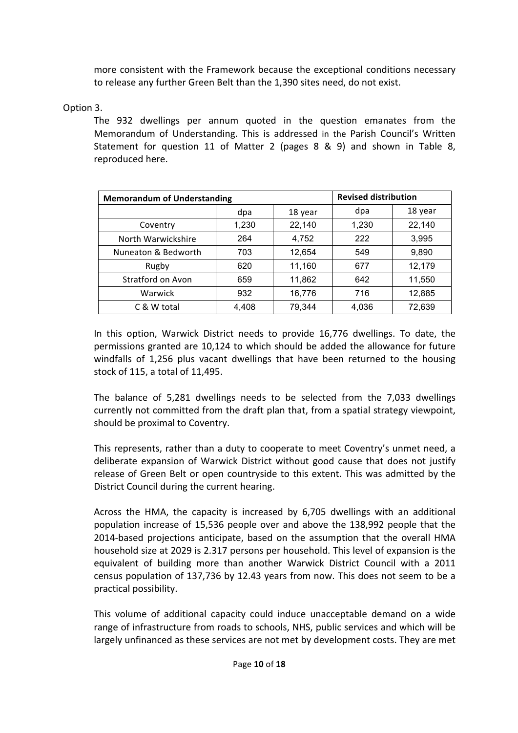more consistent with the Framework because the exceptional conditions necessary to release any further Green Belt than the 1,390 sites need, do not exist.

Option 3.

The 932 dwellings per annum quoted in the question emanates from the Memorandum of Understanding. This is addressed in the Parish Council's Written Statement for question 11 of Matter 2 (pages 8 & 9) and shown in Table 8, reproduced here.

| **Memorandum of Understanding** | | | **Revised distribution** | |
|---|---|---|---|---|
| | dpa | 18 year | dpa | 18 year |
| Coventry | 1,230 | 22,140 | 1,230 | 22,140 |
| North Warwickshire | 264 | 4,752 | 222 | 3,995 |
| Nuneaton & Bedworth | 703 | 12,654 | 549 | 9,890 |
| Rugby | 620 | 11,160 | 677 | 12,179 |
| Stratford on Avon | 659 | 11,862 | 642 | 11,550 |
| Warwick | 932 | 16,776 | 716 | 12,885 |
| C & W total | 4,408 | 79,344 | 4,036 | 72,639 |

In this option, Warwick District needs to provide 16,776 dwellings. To date, the permissions granted are 10,124 to which should be added the allowance for future windfalls of 1,256 plus vacant dwellings that have been returned to the housing stock of 115, a total of 11,495.

The balance of 5,281 dwellings needs to be selected from the 7,033 dwellings currently not committed from the draft plan that, from a spatial strategy viewpoint, should be proximal to Coventry.

This represents, rather than a duty to cooperate to meet Coventry's unmet need, a deliberate expansion of Warwick District without good cause that does not justify release of Green Belt or open countryside to this extent. This was admitted by the District Council during the current hearing.

Across the HMA, the capacity is increased by 6,705 dwellings with an additional population increase of 15,536 people over and above the 138,992 people that the 2014-based projections anticipate, based on the assumption that the overall HMA household size at 2029 is 2.317 persons per household. This level of expansion is the equivalent of building more than another Warwick District Council with a 2011 census population of 137,736 by 12.43 years from now. This does not seem to be a practical possibility.

This volume of additional capacity could induce unacceptable demand on a wide range of infrastructure from roads to schools, NHS, public services and which will be largely unfinanced as these services are not met by development costs. They are met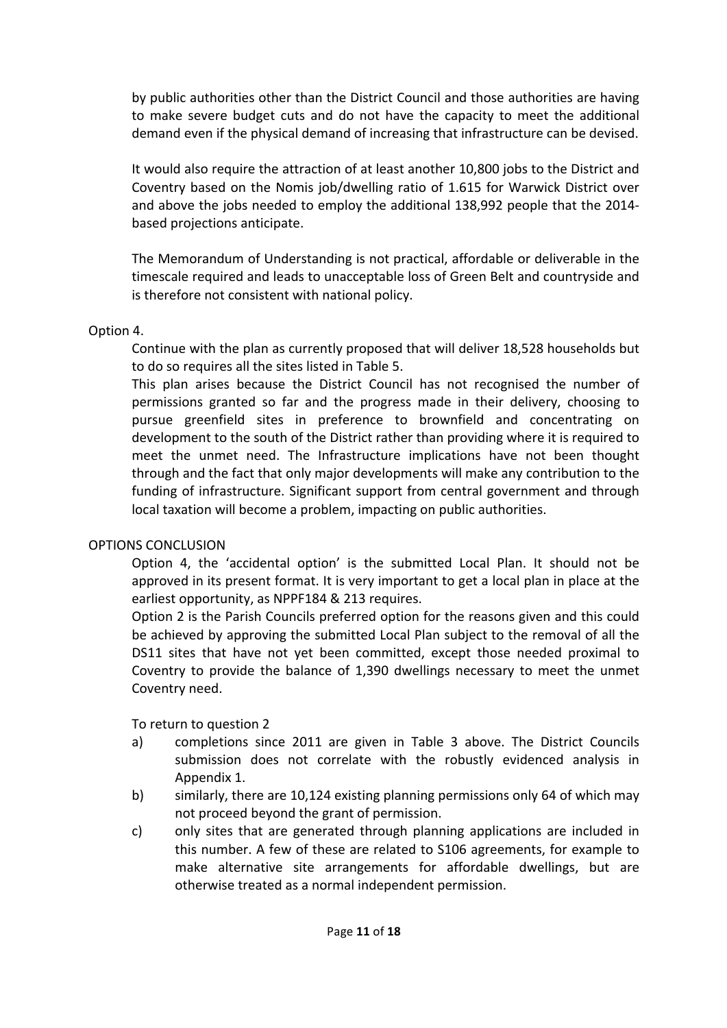by public authorities other than the District Council and those authorities are having to make severe budget cuts and do not have the capacity to meet the additional demand even if the physical demand of increasing that infrastructure can be devised.

It would also require the attraction of at least another 10,800 jobs to the District and Coventry based on the Nomis job/dwelling ratio of 1.615 for Warwick District over and above the jobs needed to employ the additional 138,992 people that the 2014-based projections anticipate.

The Memorandum of Understanding is not practical, affordable or deliverable in the timescale required and leads to unacceptable loss of Green Belt and countryside and is therefore not consistent with national policy.

Option 4.

Continue with the plan as currently proposed that will deliver 18,528 households but to do so requires all the sites listed in Table 5.

This plan arises because the District Council has not recognised the number of permissions granted so far and the progress made in their delivery, choosing to pursue greenfield sites in preference to brownfield and concentrating on development to the south of the District rather than providing where it is required to meet the unmet need. The Infrastructure implications have not been thought through and the fact that only major developments will make any contribution to the funding of infrastructure. Significant support from central government and through local taxation will become a problem, impacting on public authorities.

OPTIONS CONCLUSION

Option 4, the 'accidental option' is the submitted Local Plan. It should not be approved in its present format. It is very important to get a local plan in place at the earliest opportunity, as NPPF184 & 213 requires.

Option 2 is the Parish Councils preferred option for the reasons given and this could be achieved by approving the submitted Local Plan subject to the removal of all the DS11 sites that have not yet been committed, except those needed proximal to Coventry to provide the balance of 1,390 dwellings necessary to meet the unmet Coventry need.

To return to question 2

a) completions since 2011 are given in Table 3 above. The District Councils submission does not correlate with the robustly evidenced analysis in Appendix 1.

b) similarly, there are 10,124 existing planning permissions only 64 of which may not proceed beyond the grant of permission.

c) only sites that are generated through planning applications are included in this number. A few of these are related to S106 agreements, for example to make alternative site arrangements for affordable dwellings, but are otherwise treated as a normal independent permission.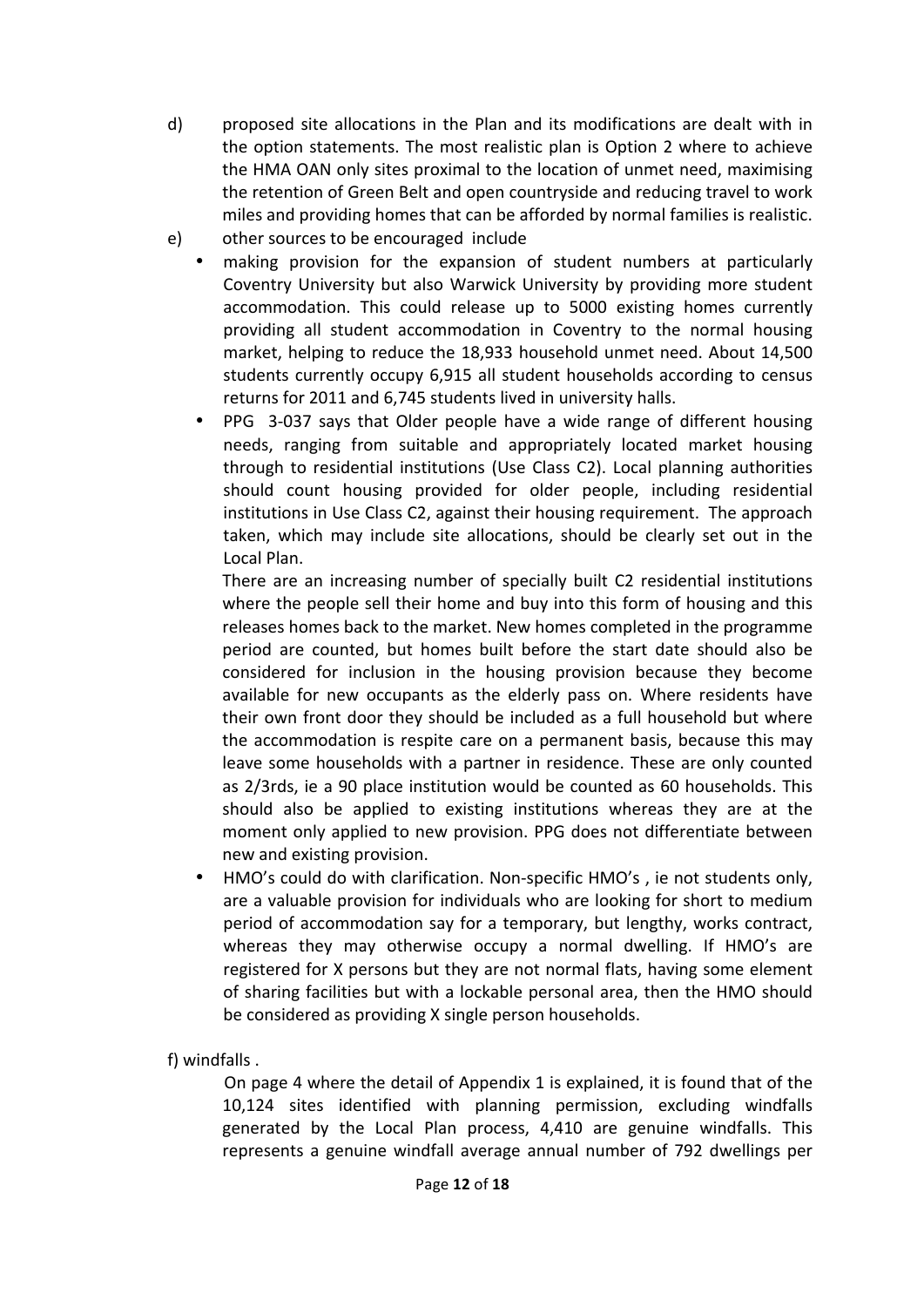d) proposed site allocations in the Plan and its modifications are dealt with in the option statements. The most realistic plan is Option 2 where to achieve the HMA OAN only sites proximal to the location of unmet need, maximising the retention of Green Belt and open countryside and reducing travel to work miles and providing homes that can be afforded by normal families is realistic.

e) other sources to be encouraged include

- making provision for the expansion of student numbers at particularly Coventry University but also Warwick University by providing more student accommodation. This could release up to 5000 existing homes currently providing all student accommodation in Coventry to the normal housing market, helping to reduce the 18,933 household unmet need. About 14,500 students currently occupy 6,915 all student households according to census returns for 2011 and 6,745 students lived in university halls.
- PPG 3-037 says that Older people have a wide range of different housing needs, ranging from suitable and appropriately located market housing through to residential institutions (Use Class C2). Local planning authorities should count housing provided for older people, including residential institutions in Use Class C2, against their housing requirement. The approach taken, which may include site allocations, should be clearly set out in the Local Plan.

  There are an increasing number of specially built C2 residential institutions where the people sell their home and buy into this form of housing and this releases homes back to the market. New homes completed in the programme period are counted, but homes built before the start date should also be considered for inclusion in the housing provision because they become available for new occupants as the elderly pass on. Where residents have their own front door they should be included as a full household but where the accommodation is respite care on a permanent basis, because this may leave some households with a partner in residence. These are only counted as 2/3rds, ie a 90 place institution would be counted as 60 households. This should also be applied to existing institutions whereas they are at the moment only applied to new provision. PPG does not differentiate between new and existing provision.
- HMO's could do with clarification. Non-specific HMO's , ie not students only, are a valuable provision for individuals who are looking for short to medium period of accommodation say for a temporary, but lengthy, works contract, whereas they may otherwise occupy a normal dwelling. If HMO's are registered for X persons but they are not normal flats, having some element of sharing facilities but with a lockable personal area, then the HMO should be considered as providing X single person households.

f) windfalls .

On page 4 where the detail of Appendix 1 is explained, it is found that of the 10,124 sites identified with planning permission, excluding windfalls generated by the Local Plan process, 4,410 are genuine windfalls. This represents a genuine windfall average annual number of 792 dwellings per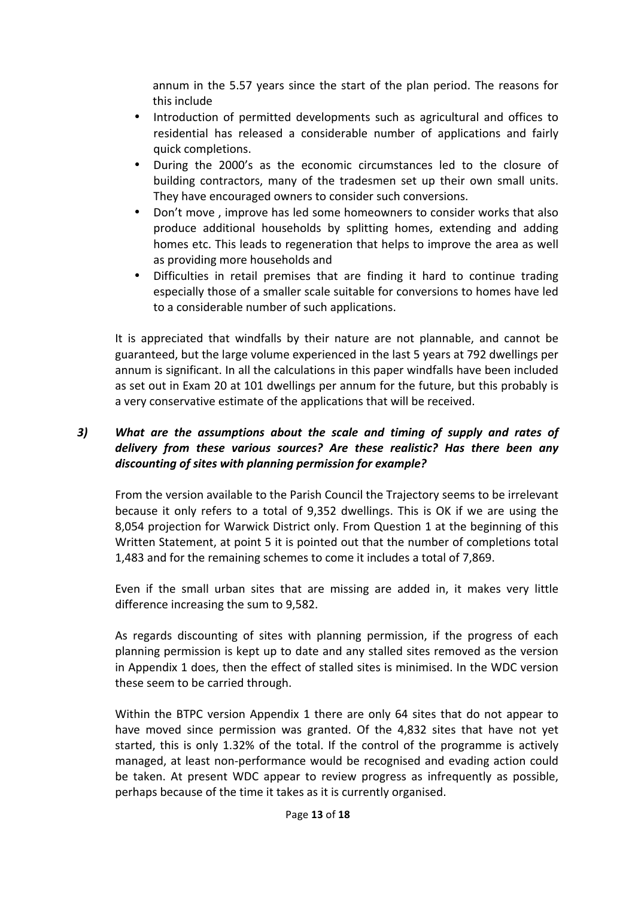annum in the 5.57 years since the start of the plan period. The reasons for this include

- Introduction of permitted developments such as agricultural and offices to residential has released a considerable number of applications and fairly quick completions.
- During the 2000's as the economic circumstances led to the closure of building contractors, many of the tradesmen set up their own small units. They have encouraged owners to consider such conversions.
- Don't move , improve has led some homeowners to consider works that also produce additional households by splitting homes, extending and adding homes etc. This leads to regeneration that helps to improve the area as well as providing more households and
- Difficulties in retail premises that are finding it hard to continue trading especially those of a smaller scale suitable for conversions to homes have led to a considerable number of such applications.

It is appreciated that windfalls by their nature are not plannable, and cannot be guaranteed, but the large volume experienced in the last 5 years at 792 dwellings per annum is significant. In all the calculations in this paper windfalls have been included as set out in Exam 20 at 101 dwellings per annum for the future, but this probably is a very conservative estimate of the applications that will be received.

**3) *What are the assumptions about the scale and timing of supply and rates of delivery from these various sources? Are these realistic? Has there been any discounting of sites with planning permission for example?***

From the version available to the Parish Council the Trajectory seems to be irrelevant because it only refers to a total of 9,352 dwellings. This is OK if we are using the 8,054 projection for Warwick District only. From Question 1 at the beginning of this Written Statement, at point 5 it is pointed out that the number of completions total 1,483 and for the remaining schemes to come it includes a total of 7,869.

Even if the small urban sites that are missing are added in, it makes very little difference increasing the sum to 9,582.

As regards discounting of sites with planning permission, if the progress of each planning permission is kept up to date and any stalled sites removed as the version in Appendix 1 does, then the effect of stalled sites is minimised. In the WDC version these seem to be carried through.

Within the BTPC version Appendix 1 there are only 64 sites that do not appear to have moved since permission was granted. Of the 4,832 sites that have not yet started, this is only 1.32% of the total. If the control of the programme is actively managed, at least non-performance would be recognised and evading action could be taken. At present WDC appear to review progress as infrequently as possible, perhaps because of the time it takes as it is currently organised.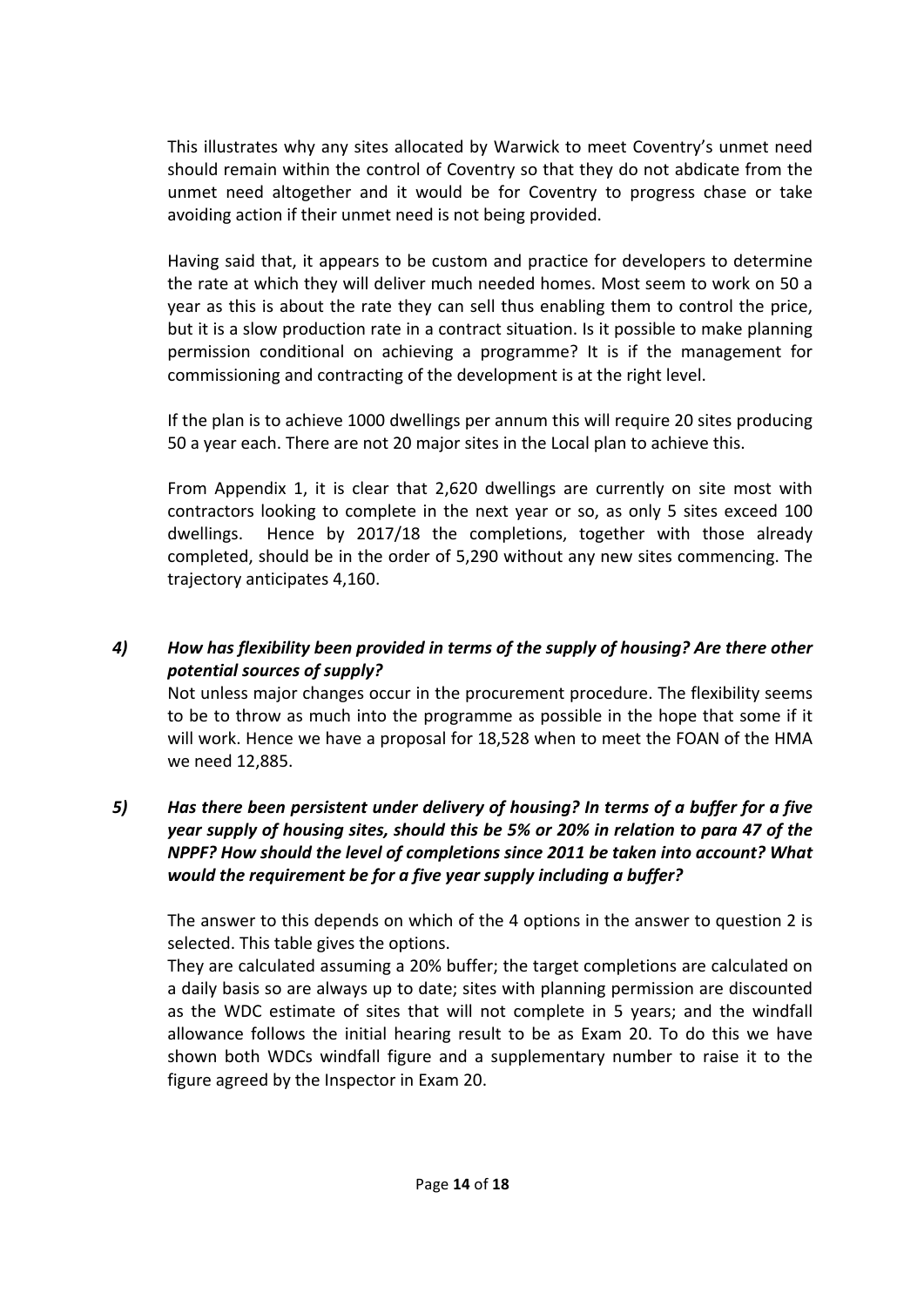This illustrates why any sites allocated by Warwick to meet Coventry's unmet need should remain within the control of Coventry so that they do not abdicate from the unmet need altogether and it would be for Coventry to progress chase or take avoiding action if their unmet need is not being provided.

Having said that, it appears to be custom and practice for developers to determine the rate at which they will deliver much needed homes. Most seem to work on 50 a year as this is about the rate they can sell thus enabling them to control the price, but it is a slow production rate in a contract situation. Is it possible to make planning permission conditional on achieving a programme? It is if the management for commissioning and contracting of the development is at the right level.

If the plan is to achieve 1000 dwellings per annum this will require 20 sites producing 50 a year each. There are not 20 major sites in the Local plan to achieve this.

From Appendix 1, it is clear that 2,620 dwellings are currently on site most with contractors looking to complete in the next year or so, as only 5 sites exceed 100 dwellings. Hence by 2017/18 the completions, together with those already completed, should be in the order of 5,290 without any new sites commencing. The trajectory anticipates 4,160.

***4) How has flexibility been provided in terms of the supply of housing? Are there other potential sources of supply?***

Not unless major changes occur in the procurement procedure. The flexibility seems to be to throw as much into the programme as possible in the hope that some if it will work. Hence we have a proposal for 18,528 when to meet the FOAN of the HMA we need 12,885.

***5) Has there been persistent under delivery of housing? In terms of a buffer for a five year supply of housing sites, should this be 5% or 20% in relation to para 47 of the NPPF? How should the level of completions since 2011 be taken into account? What would the requirement be for a five year supply including a buffer?***

The answer to this depends on which of the 4 options in the answer to question 2 is selected. This table gives the options.

They are calculated assuming a 20% buffer; the target completions are calculated on a daily basis so are always up to date; sites with planning permission are discounted as the WDC estimate of sites that will not complete in 5 years; and the windfall allowance follows the initial hearing result to be as Exam 20. To do this we have shown both WDCs windfall figure and a supplementary number to raise it to the figure agreed by the Inspector in Exam 20.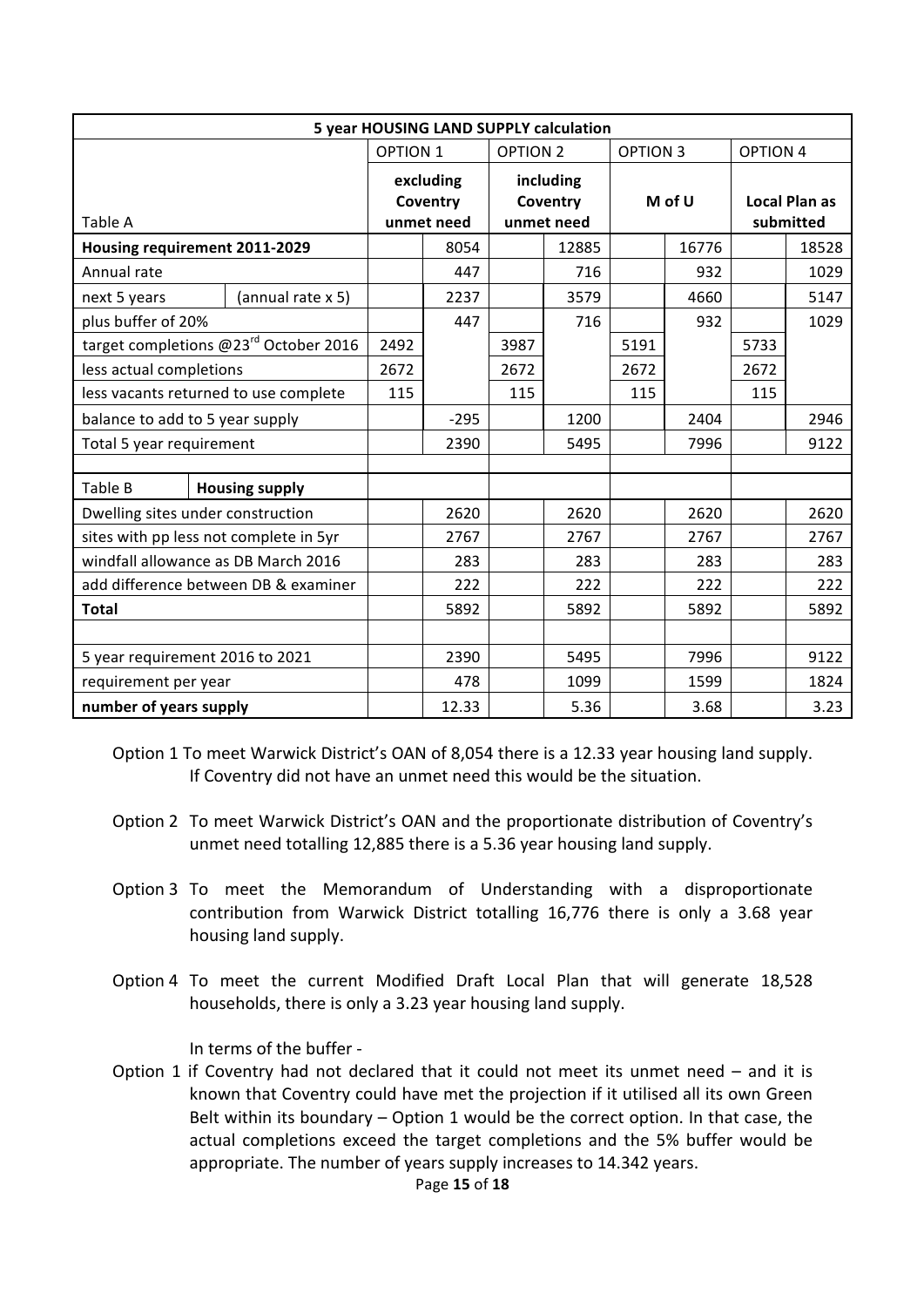| 5 year HOUSING LAND SUPPLY calculation | | | | | | | | | |
|---|---|---|---|---|---|---|---|---|---|
| | | OPTION 1 | | OPTION 2 | | OPTION 3 | | OPTION 4 | |
| Table A | | excluding Coventry unmet need | | including Coventry unmet need | | M of U | | Local Plan as submitted | |
| **Housing requirement 2011-2029** | | | 8054 | | 12885 | | 16776 | | 18528 |
| Annual rate | | | 447 | | 716 | | 932 | | 1029 |
| next 5 years | (annual rate x 5) | | 2237 | | 3579 | | 4660 | | 5147 |
| plus buffer of 20% | | | 447 | | 716 | | 932 | | 1029 |
| target completions @23rd October 2016 | | 2492 | | 3987 | | 5191 | | 5733 | |
| less actual completions | | 2672 | | 2672 | | 2672 | | 2672 | |
| less vacants returned to use complete | | 115 | | 115 | | 115 | | 115 | |
| balance to add to 5 year supply | | | -295 | | 1200 | | 2404 | | 2946 |
| Total 5 year requirement | | | 2390 | | 5495 | | 7996 | | 9122 |
| | | | | | | | | | |
| Table B | **Housing supply** | | | | | | | | |
| Dwelling sites under construction | | | 2620 | | 2620 | | 2620 | | 2620 |
| sites with pp less not complete in 5yr | | | 2767 | | 2767 | | 2767 | | 2767 |
| windfall allowance as DB March 2016 | | | 283 | | 283 | | 283 | | 283 |
| add difference between DB & examiner | | | 222 | | 222 | | 222 | | 222 |
| **Total** | | | 5892 | | 5892 | | 5892 | | 5892 |
| | | | | | | | | | |
| 5 year requirement 2016 to 2021 | | | 2390 | | 5495 | | 7996 | | 9122 |
| requirement per year | | | 478 | | 1099 | | 1599 | | 1824 |
| **number of years supply** | | | 12.33 | | 5.36 | | 3.68 | | 3.23 |

Option 1 To meet Warwick District's OAN of 8,054 there is a 12.33 year housing land supply. If Coventry did not have an unmet need this would be the situation.

Option 2 To meet Warwick District's OAN and the proportionate distribution of Coventry's unmet need totalling 12,885 there is a 5.36 year housing land supply.

Option 3 To meet the Memorandum of Understanding with a disproportionate contribution from Warwick District totalling 16,776 there is only a 3.68 year housing land supply.

Option 4 To meet the current Modified Draft Local Plan that will generate 18,528 households, there is only a 3.23 year housing land supply.

In terms of the buffer -

Option 1 if Coventry had not declared that it could not meet its unmet need – and it is known that Coventry could have met the projection if it utilised all its own Green Belt within its boundary – Option 1 would be the correct option. In that case, the actual completions exceed the target completions and the 5% buffer would be appropriate. The number of years supply increases to 14.342 years.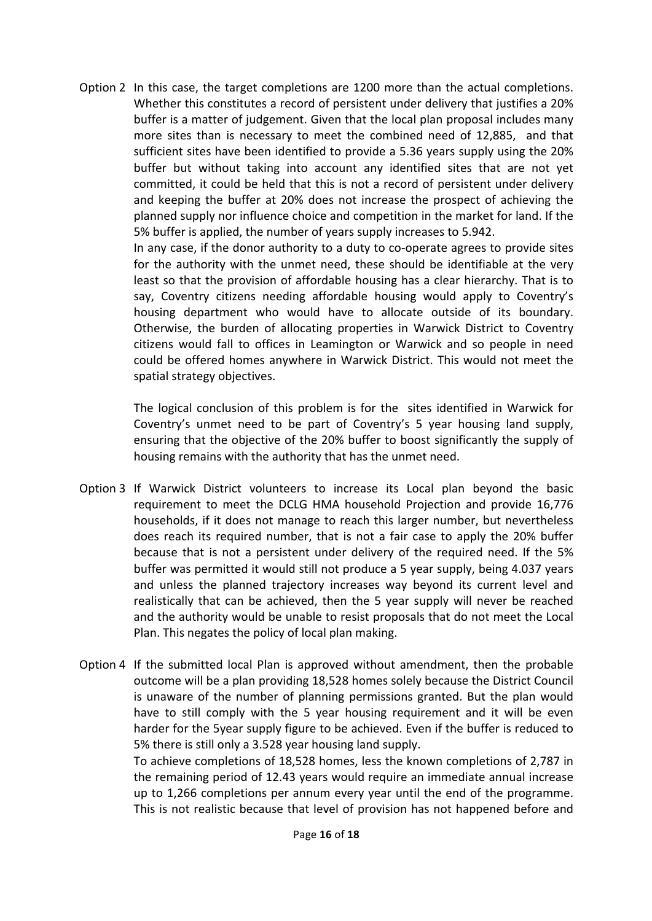Option 2 In this case, the target completions are 1200 more than the actual completions. Whether this constitutes a record of persistent under delivery that justifies a 20% buffer is a matter of judgement. Given that the local plan proposal includes many more sites than is necessary to meet the combined need of 12,885, and that sufficient sites have been identified to provide a 5.36 years supply using the 20% buffer but without taking into account any identified sites that are not yet committed, it could be held that this is not a record of persistent under delivery and keeping the buffer at 20% does not increase the prospect of achieving the planned supply nor influence choice and competition in the market for land. If the 5% buffer is applied, the number of years supply increases to 5.942.

In any case, if the donor authority to a duty to co-operate agrees to provide sites for the authority with the unmet need, these should be identifiable at the very least so that the provision of affordable housing has a clear hierarchy. That is to say, Coventry citizens needing affordable housing would apply to Coventry's housing department who would have to allocate outside of its boundary. Otherwise, the burden of allocating properties in Warwick District to Coventry citizens would fall to offices in Leamington or Warwick and so people in need could be offered homes anywhere in Warwick District. This would not meet the spatial strategy objectives.

The logical conclusion of this problem is for the sites identified in Warwick for Coventry's unmet need to be part of Coventry's 5 year housing land supply, ensuring that the objective of the 20% buffer to boost significantly the supply of housing remains with the authority that has the unmet need.

Option 3 If Warwick District volunteers to increase its Local plan beyond the basic requirement to meet the DCLG HMA household Projection and provide 16,776 households, if it does not manage to reach this larger number, but nevertheless does reach its required number, that is not a fair case to apply the 20% buffer because that is not a persistent under delivery of the required need. If the 5% buffer was permitted it would still not produce a 5 year supply, being 4.037 years and unless the planned trajectory increases way beyond its current level and realistically that can be achieved, then the 5 year supply will never be reached and the authority would be unable to resist proposals that do not meet the Local Plan. This negates the policy of local plan making.

Option 4 If the submitted local Plan is approved without amendment, then the probable outcome will be a plan providing 18,528 homes solely because the District Council is unaware of the number of planning permissions granted. But the plan would have to still comply with the 5 year housing requirement and it will be even harder for the 5year supply figure to be achieved. Even if the buffer is reduced to 5% there is still only a 3.528 year housing land supply.

To achieve completions of 18,528 homes, less the known completions of 2,787 in the remaining period of 12.43 years would require an immediate annual increase up to 1,266 completions per annum every year until the end of the programme. This is not realistic because that level of provision has not happened before and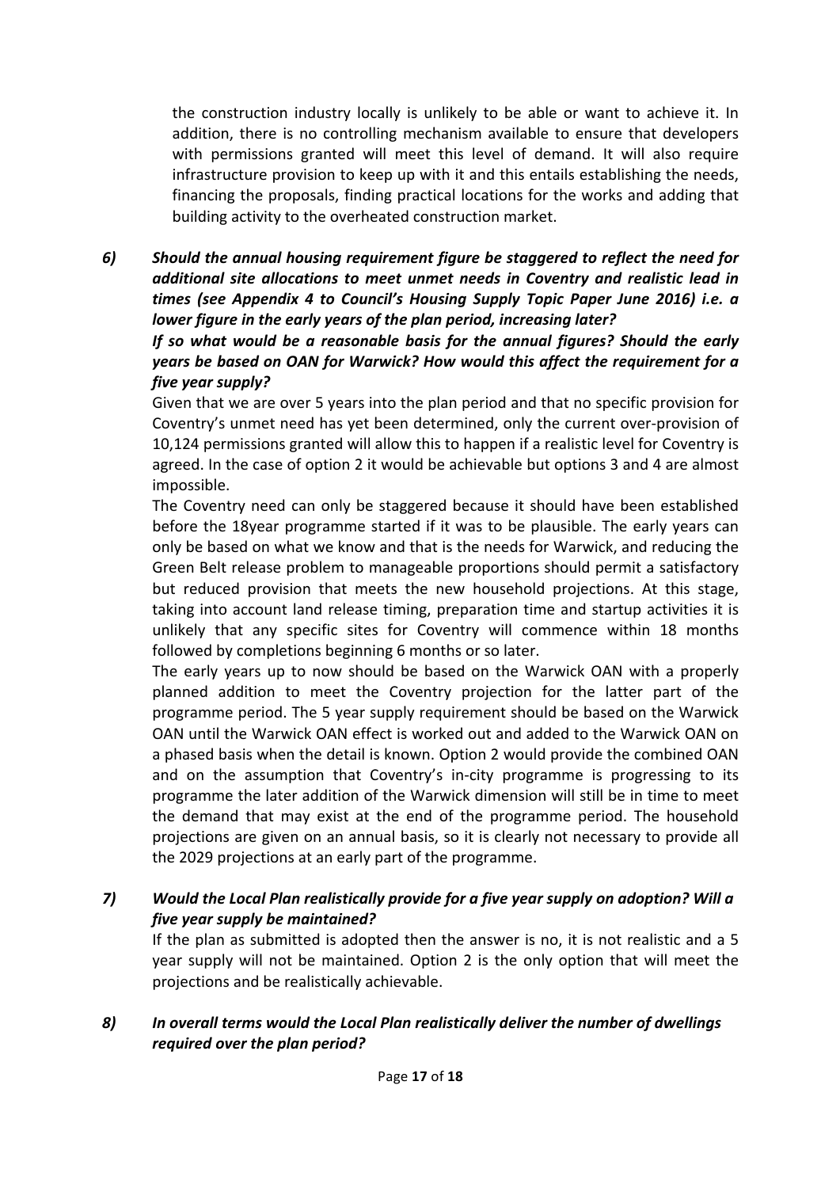the construction industry locally is unlikely to be able or want to achieve it. In addition, there is no controlling mechanism available to ensure that developers with permissions granted will meet this level of demand. It will also require infrastructure provision to keep up with it and this entails establishing the needs, financing the proposals, finding practical locations for the works and adding that building activity to the overheated construction market.

6) ***Should the annual housing requirement figure be staggered to reflect the need for additional site allocations to meet unmet needs in Coventry and realistic lead in times (see Appendix 4 to Council's Housing Supply Topic Paper June 2016) i.e. a lower figure in the early years of the plan period, increasing later?***

***If so what would be a reasonable basis for the annual figures? Should the early years be based on OAN for Warwick? How would this affect the requirement for a five year supply?***

Given that we are over 5 years into the plan period and that no specific provision for Coventry's unmet need has yet been determined, only the current over-provision of 10,124 permissions granted will allow this to happen if a realistic level for Coventry is agreed. In the case of option 2 it would be achievable but options 3 and 4 are almost impossible.

The Coventry need can only be staggered because it should have been established before the 18year programme started if it was to be plausible. The early years can only be based on what we know and that is the needs for Warwick, and reducing the Green Belt release problem to manageable proportions should permit a satisfactory but reduced provision that meets the new household projections. At this stage, taking into account land release timing, preparation time and startup activities it is unlikely that any specific sites for Coventry will commence within 18 months followed by completions beginning 6 months or so later.

The early years up to now should be based on the Warwick OAN with a properly planned addition to meet the Coventry projection for the latter part of the programme period. The 5 year supply requirement should be based on the Warwick OAN until the Warwick OAN effect is worked out and added to the Warwick OAN on a phased basis when the detail is known. Option 2 would provide the combined OAN and on the assumption that Coventry's in-city programme is progressing to its programme the later addition of the Warwick dimension will still be in time to meet the demand that may exist at the end of the programme period. The household projections are given on an annual basis, so it is clearly not necessary to provide all the 2029 projections at an early part of the programme.

7) ***Would the Local Plan realistically provide for a five year supply on adoption? Will a five year supply be maintained?***

If the plan as submitted is adopted then the answer is no, it is not realistic and a 5 year supply will not be maintained. Option 2 is the only option that will meet the projections and be realistically achievable.

8) ***In overall terms would the Local Plan realistically deliver the number of dwellings required over the plan period?***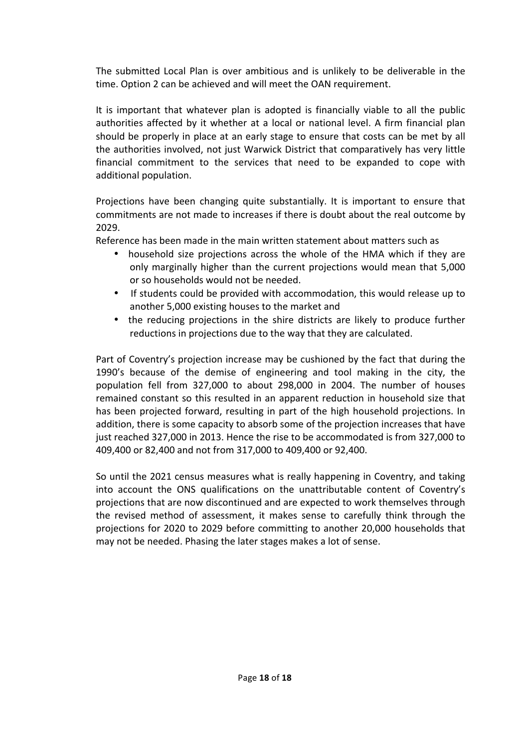The submitted Local Plan is over ambitious and is unlikely to be deliverable in the time. Option 2 can be achieved and will meet the OAN requirement.

It is important that whatever plan is adopted is financially viable to all the public authorities affected by it whether at a local or national level. A firm financial plan should be properly in place at an early stage to ensure that costs can be met by all the authorities involved, not just Warwick District that comparatively has very little financial commitment to the services that need to be expanded to cope with additional population.

Projections have been changing quite substantially. It is important to ensure that commitments are not made to increases if there is doubt about the real outcome by 2029.

Reference has been made in the main written statement about matters such as

- household size projections across the whole of the HMA which if they are only marginally higher than the current projections would mean that 5,000 or so households would not be needed.
- If students could be provided with accommodation, this would release up to another 5,000 existing houses to the market and
- the reducing projections in the shire districts are likely to produce further reductions in projections due to the way that they are calculated.

Part of Coventry's projection increase may be cushioned by the fact that during the 1990's because of the demise of engineering and tool making in the city, the population fell from 327,000 to about 298,000 in 2004. The number of houses remained constant so this resulted in an apparent reduction in household size that has been projected forward, resulting in part of the high household projections. In addition, there is some capacity to absorb some of the projection increases that have just reached 327,000 in 2013. Hence the rise to be accommodated is from 327,000 to 409,400 or 82,400 and not from 317,000 to 409,400 or 92,400.

So until the 2021 census measures what is really happening in Coventry, and taking into account the ONS qualifications on the unattributable content of Coventry's projections that are now discontinued and are expected to work themselves through the revised method of assessment, it makes sense to carefully think through the projections for 2020 to 2029 before committing to another 20,000 households that may not be needed. Phasing the later stages makes a lot of sense.